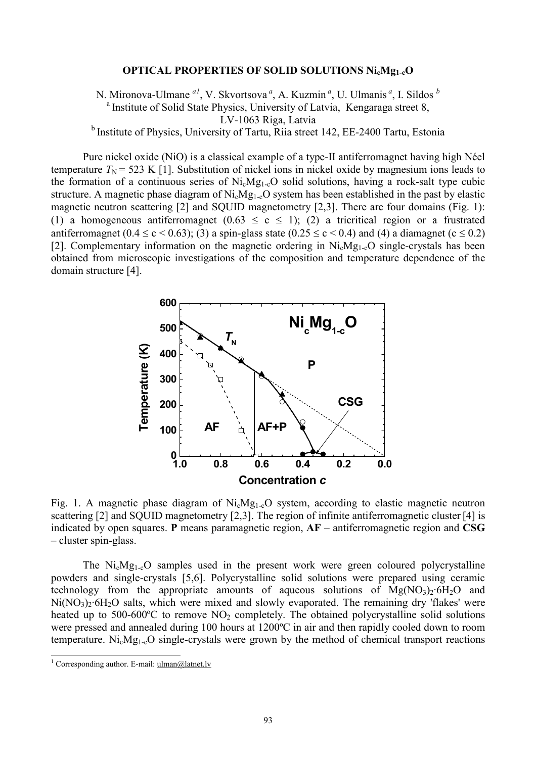# OPTICAL PROPERTIES OF SOLID SOLUTIONS $Ni_cMg_{1-c}O$

N. Mironova-Ulmane [a1], V. Skvortsova [a], A. Kuzmin [a], U. Ulmanis [a], I. Sildos [b]

[a] Institute of Solid State Physics, University of Latvia, Kengaraga street 8, LV-1063 Riga, Latvia

[b] Institute of Physics, University of Tartu, Riia street 142, EE-2400 Tartu, Estonia

Pure nickel oxide (NiO) is a classical example of a type-II antiferromagnet having high Néel temperature $T_N = 523$ K [1]. Substitution of nickel ions in nickel oxide by magnesium ions leads to the formation of a continuous series of $Ni_cMg_{1-c}O$ solid solutions, having a rock-salt type cubic structure. A magnetic phase diagram of $Ni_cMg_{1-c}O$ system has been established in the past by elastic magnetic neutron scattering [2] and SQUID magnetometry [2,3]. There are four domains (Fig. 1): (1) a homogeneous antiferromagnet ($0.63 \leq c \leq 1$); (2) a tricritical region or a frustrated antiferromagnet ($0.4 \leq c < 0.63$); (3) a spin-glass state ($0.25 \leq c < 0.4$) and (4) a diamagnet ($c \leq 0.2$) [2]. Complementary information on the magnetic ordering in $Ni_cMg_{1-c}O$ single-crystals has been obtained from microscopic investigations of the composition and temperature dependence of the domain structure [4].

Fig. 1. A magnetic phase diagram of $Ni_cMg_{1-c}O$ system, according to elastic magnetic neutron scattering [2] and SQUID magnetometry [2,3]. The region of infinite antiferromagnetic cluster [4] is indicated by open squares. **P** means paramagnetic region, **AF** – antiferromagnetic region and **CSG** – cluster spin-glass.

The $Ni_cMg_{1-c}O$ samples used in the present work were green coloured polycrystalline powders and single-crystals [5,6]. Polycrystalline solid solutions were prepared using ceramic technology from the appropriate amounts of aqueous solutions of $Mg(NO_3)_2 \cdot 6H_2O$ and $Ni(NO_3)_2 \cdot 6H_2O$ salts, which were mixed and slowly evaporated. The remaining dry 'flakes' were heated up to 500-600ºC to remove $NO_2$ completely. The obtained polycrystalline solid solutions were pressed and annealed during 100 hours at 1200ºC in air and then rapidly cooled down to room temperature. $Ni_cMg_{1-c}O$ single-crystals were grown by the method of chemical transport reactions

[1] Corresponding author. E-mail: ulman@latnet.lv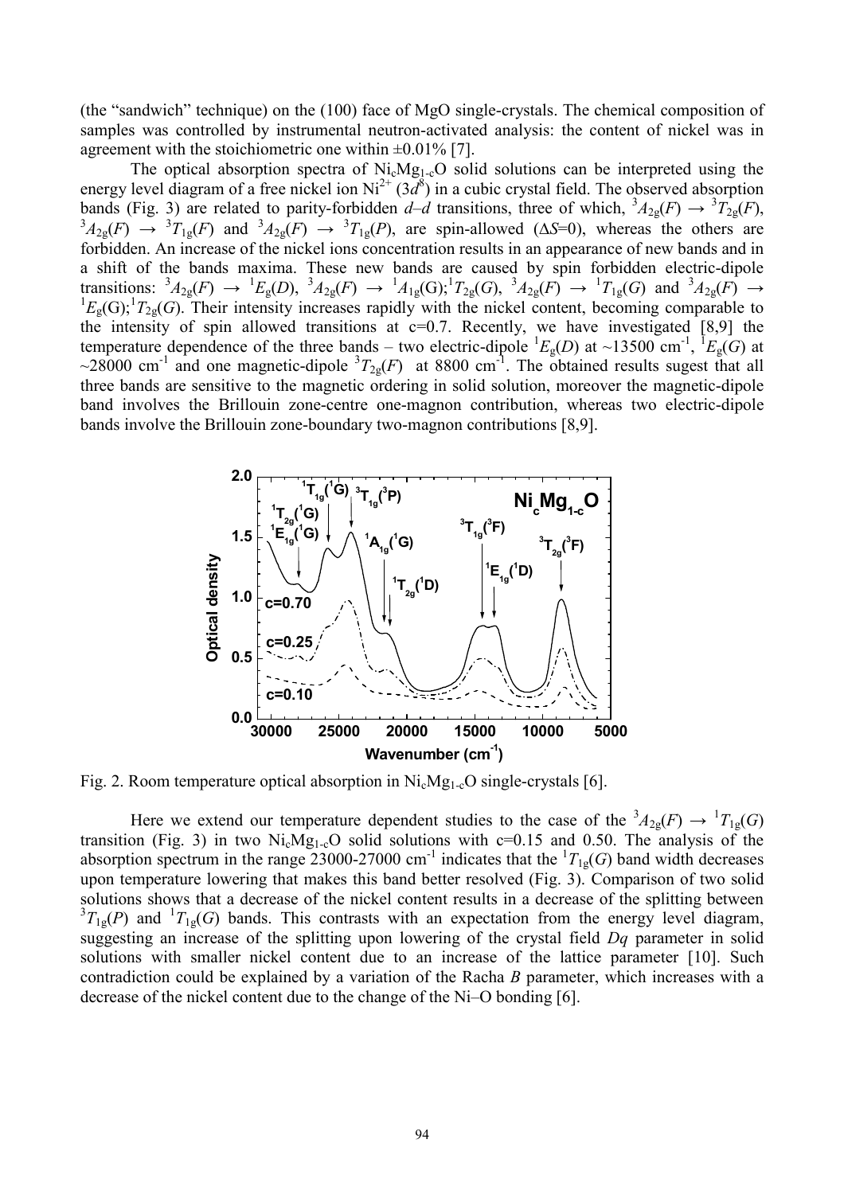(the "sandwich" technique) on the (100) face of MgO single-crystals. The chemical composition of samples was controlled by instrumental neutron-activated analysis: the content of nickel was in agreement with the stoichiometric one within ±0.01% [7].

The optical absorption spectra of $Ni_cMg_{1-c}O$ solid solutions can be interpreted using the energy level diagram of a free nickel ion $Ni^{2+}$ ($3d^8$) in a cubic crystal field. The observed absorption bands (Fig. 3) are related to parity-forbidden *d–d* transitions, three of which, $^3A_{2g}(F) \rightarrow {}^3T_{2g}(F)$, $^3A_{2g}(F) \rightarrow {}^3T_{1g}(F)$ and $^3A_{2g}(F) \rightarrow {}^3T_{1g}(P)$, are spin-allowed ($\Delta S$=0), whereas the others are forbidden. An increase of the nickel ions concentration results in an appearance of new bands and in a shift of the bands maxima. These new bands are caused by spin forbidden electric-dipole transitions: $^3A_{2g}(F) \rightarrow {}^1E_g(D)$, $^3A_{2g}(F) \rightarrow {}^1A_{1g}(G);{}^1T_{2g}(G)$, $^3A_{2g}(F) \rightarrow {}^1T_{1g}(G)$ and $^3A_{2g}(F) \rightarrow {}^1E_g(G);{}^1T_{2g}(G)$. Their intensity increases rapidly with the nickel content, becoming comparable to the intensity of spin allowed transitions at c=0.7. Recently, we have investigated [8,9] the temperature dependence of the three bands – two electric-dipole $^1E_g(D)$ at ~13500 cm$^{-1}$, $^1E_g(G)$ at ~28000 cm$^{-1}$ and one magnetic-dipole $^3T_{2g}(F)$ at 8800 cm$^{-1}$. The obtained results sugest that all three bands are sensitive to the magnetic ordering in solid solution, moreover the magnetic-dipole band involves the Brillouin zone-centre one-magnon contribution, whereas two electric-dipole bands involve the Brillouin zone-boundary two-magnon contributions [8,9].

Fig. 2. Room temperature optical absorption in $Ni_cMg_{1-c}O$ single-crystals [6].

Here we extend our temperature dependent studies to the case of the $^3A_{2g}(F) \rightarrow {}^1T_{1g}(G)$ transition (Fig. 3) in two $Ni_cMg_{1-c}O$ solid solutions with c=0.15 and 0.50. The analysis of the absorption spectrum in the range 23000-27000 cm$^{-1}$ indicates that the $^1T_{1g}(G)$ band width decreases upon temperature lowering that makes this band better resolved (Fig. 3). Comparison of two solid solutions shows that a decrease of the nickel content results in a decrease of the splitting between $^3T_{1g}(P)$ and $^1T_{1g}(G)$ bands. This contrasts with an expectation from the energy level diagram, suggesting an increase of the splitting upon lowering of the crystal field *Dq* parameter in solid solutions with smaller nickel content due to an increase of the lattice parameter [10]. Such contradiction could be explained by a variation of the Racha *B* parameter, which increases with a decrease of the nickel content due to the change of the Ni–O bonding [6].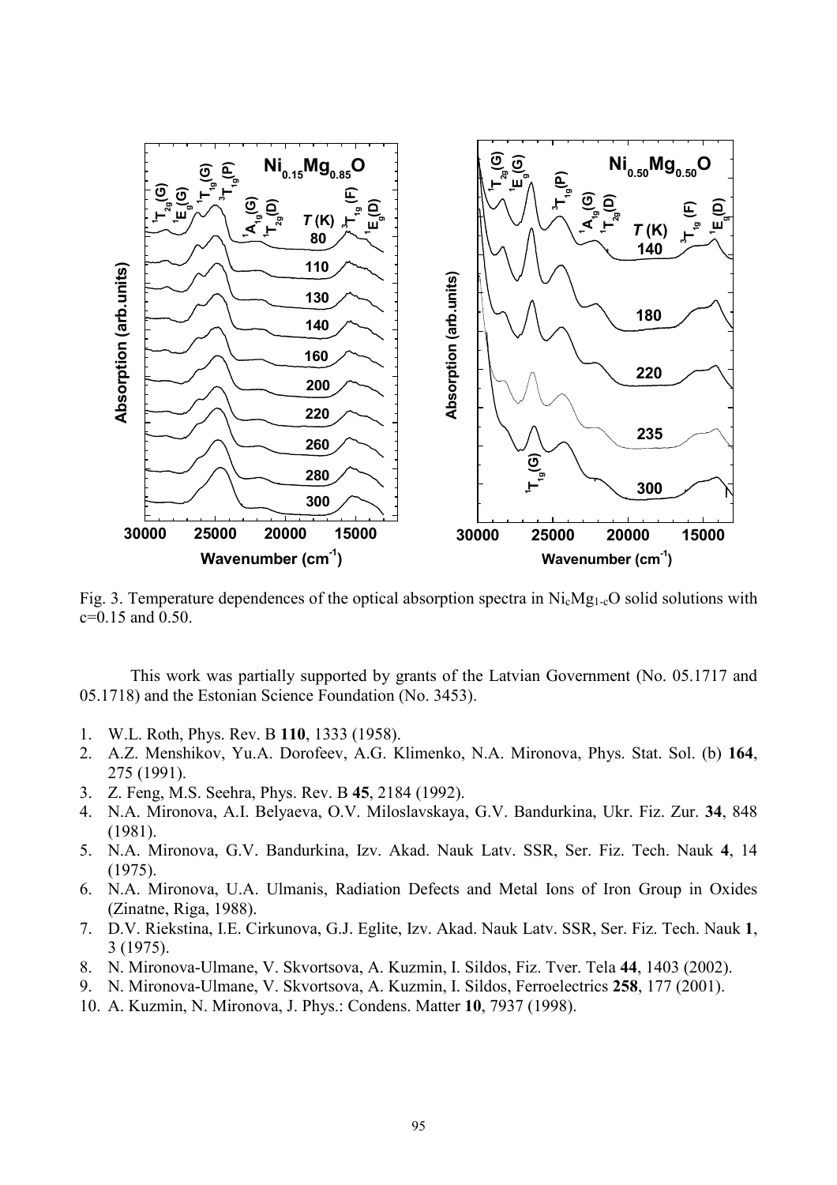Ni$_{0.15}$Mg$_{0.85}$O

$^1T_{2g}$(G) $^1E_g$(G) $^1T_{1g}$(G) $^3T_{1g}$(P) $^1A_{1g}$(G) $^1T_{2g}$(D) $^3T_{1g}$ (F) $^1E_g$(D)

$T$ (K)

80

110

130

140

160

200

220

260

280

300

Absorption (arb.units)

30000 25000 20000 15000

Wavenumber (cm$^{-1}$)

Ni$_{0.50}$Mg$_{0.50}$O

$^1T_{2g}$(G) $^1E_g$(G) $^3T_{1g}$(P) $^1A_{1g}$(G) $^1T_{2g}$(D) $^3T_{1g}$ (F) $^1E_g$(D)

$T$ (K)

140

180

220

235

300

$^1T_{1g}$(G)

Absorption (arb.units)

30000 25000 20000 15000

Wavenumber (cm$^{-1}$)

Fig. 3. Temperature dependences of the optical absorption spectra in Ni$_c$Mg$_{1-c}$O solid solutions with c=0.15 and 0.50.

This work was partially supported by grants of the Latvian Government (No. 05.1717 and 05.1718) and the Estonian Science Foundation (No. 3453).

1. W.L. Roth, Phys. Rev. B **110**, 1333 (1958).
2. A.Z. Menshikov, Yu.A. Dorofeev, A.G. Klimenko, N.A. Mironova, Phys. Stat. Sol. (b) **164**, 275 (1991).
3. Z. Feng, M.S. Seehra, Phys. Rev. B **45**, 2184 (1992).
4. N.A. Mironova, A.I. Belyaeva, O.V. Miloslavskaya, G.V. Bandurkina, Ukr. Fiz. Zur. **34**, 848 (1981).
5. N.A. Mironova, G.V. Bandurkina, Izv. Akad. Nauk Latv. SSR, Ser. Fiz. Tech. Nauk **4**, 14 (1975).
6. N.A. Mironova, U.A. Ulmanis, Radiation Defects and Metal Ions of Iron Group in Oxides (Zinatne, Riga, 1988).
7. D.V. Riekstina, I.E. Cirkunova, G.J. Eglite, Izv. Akad. Nauk Latv. SSR, Ser. Fiz. Tech. Nauk **1**, 3 (1975).
8. N. Mironova-Ulmane, V. Skvortsova, A. Kuzmin, I. Sildos, Fiz. Tver. Tela **44**, 1403 (2002).
9. N. Mironova-Ulmane, V. Skvortsova, A. Kuzmin, I. Sildos, Ferroelectrics **258**, 177 (2001).
10. A. Kuzmin, N. Mironova, J. Phys.: Condens. Matter **10**, 7937 (1998).